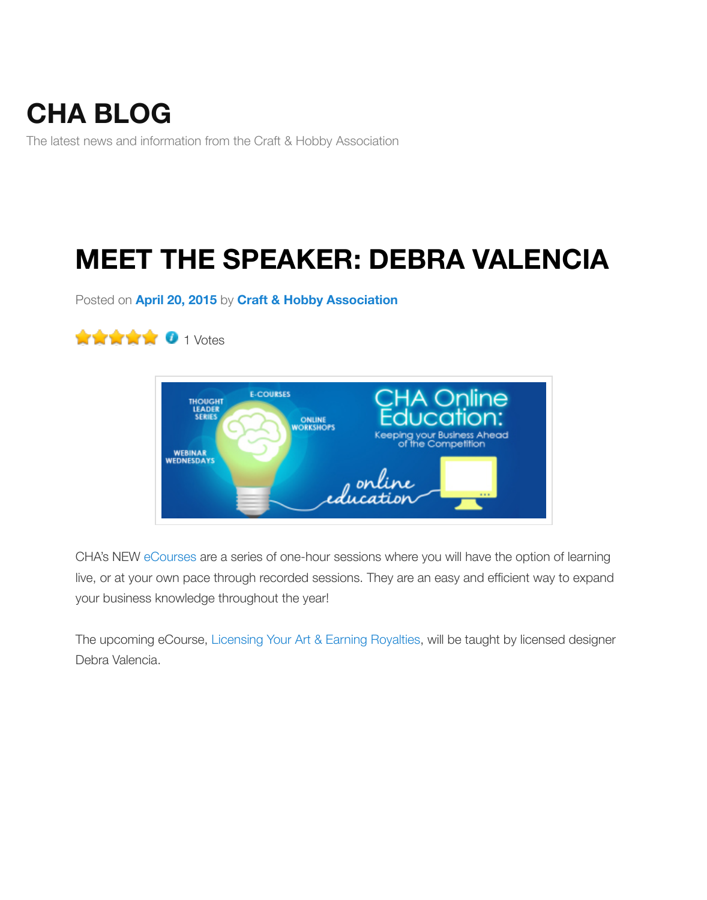# CHA BLOG

The latest news and information from the Craft & Hobby Association

## MEET THE SPEAKER: DEBRA VALENCIA

Posted on **April 20, 2015** by **Craft & Hobby Association**

1 Votes

CHA's NEW eCourses are a series of one-hour sessions where you will have the option of learning live, or at your own pace through recorded sessions. They are an easy and efficient way to expand your business knowledge throughout the year!

The upcoming eCourse, Licensing Your Art & Earning Royalties, will be taught by licensed designer Debra Valencia.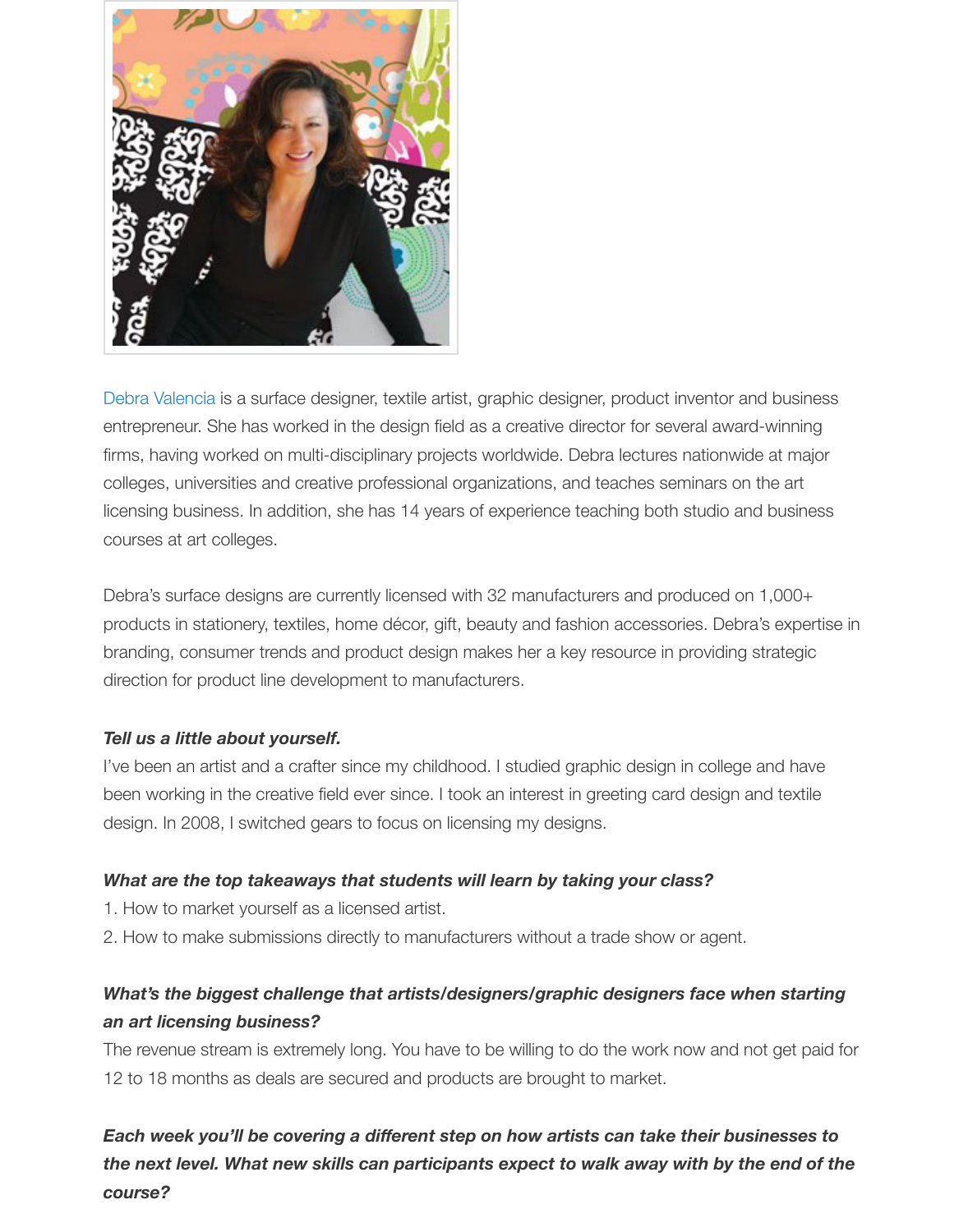Debra Valencia is a surface designer, textile artist, graphic designer, product inventor and business entrepreneur. She has worked in the design field as a creative director for several award-winning firms, having worked on multi-disciplinary projects worldwide. Debra lectures nationwide at major colleges, universities and creative professional organizations, and teaches seminars on the art licensing business. In addition, she has 14 years of experience teaching both studio and business courses at art colleges.

Debra's surface designs are currently licensed with 32 manufacturers and produced on 1,000+ products in stationery, textiles, home décor, gift, beauty and fashion accessories. Debra's expertise in branding, consumer trends and product design makes her a key resource in providing strategic direction for product line development to manufacturers.

***Tell us a little about yourself.***

I've been an artist and a crafter since my childhood. I studied graphic design in college and have been working in the creative field ever since. I took an interest in greeting card design and textile design. In 2008, I switched gears to focus on licensing my designs.

***What are the top takeaways that students will learn by taking your class?***

1. How to market yourself as a licensed artist.
2. How to make submissions directly to manufacturers without a trade show or agent.

***What's the biggest challenge that artists/designers/graphic designers face when starting an art licensing business?***

The revenue stream is extremely long. You have to be willing to do the work now and not get paid for 12 to 18 months as deals are secured and products are brought to market.

***Each week you'll be covering a different step on how artists can take their businesses to the next level. What new skills can participants expect to walk away with by the end of the course?***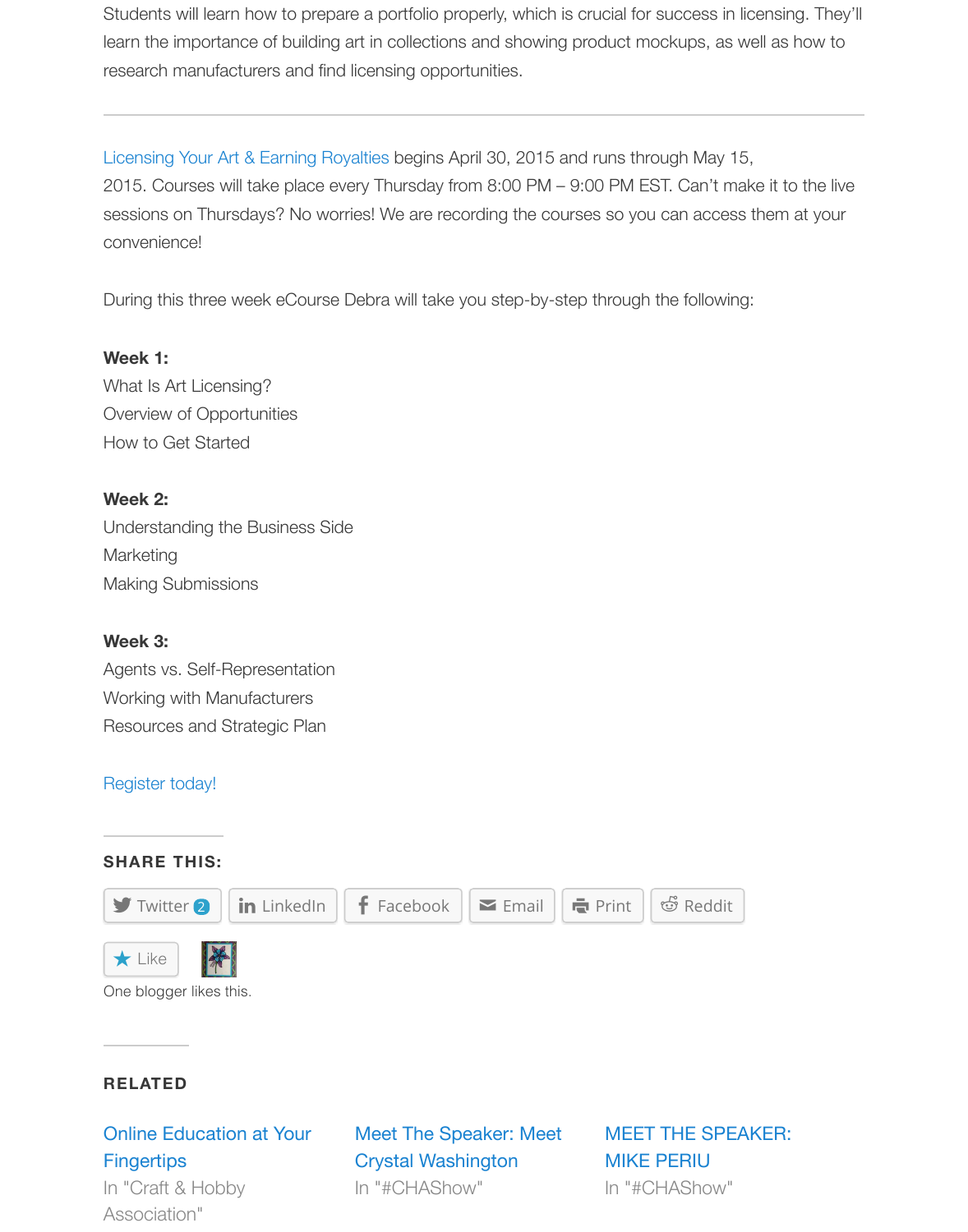Students will learn how to prepare a portfolio properly, which is crucial for success in licensing. They'll learn the importance of building art in collections and showing product mockups, as well as how to research manufacturers and find licensing opportunities.

---

Licensing Your Art & Earning Royalties begins April 30, 2015 and runs through May 15, 2015. Courses will take place every Thursday from 8:00 PM – 9:00 PM EST. Can't make it to the live sessions on Thursdays? No worries! We are recording the courses so you can access them at your convenience!

During this three week eCourse Debra will take you step-by-step through the following:

**Week 1:**
What Is Art Licensing?
Overview of Opportunities
How to Get Started

**Week 2:**
Understanding the Business Side
Marketing
Making Submissions

**Week 3:**
Agents vs. Self-Representation
Working with Manufacturers
Resources and Strategic Plan

Register today!

## SHARE THIS:

Twitter 2 | LinkedIn | Facebook | Email | Print | Reddit

Like

One blogger likes this.

## RELATED

Online Education at Your Fingertips
In "Craft & Hobby Association"

Meet The Speaker: Meet Crystal Washington
In "#CHAShow"

MEET THE SPEAKER: MIKE PERIU
In "#CHAShow"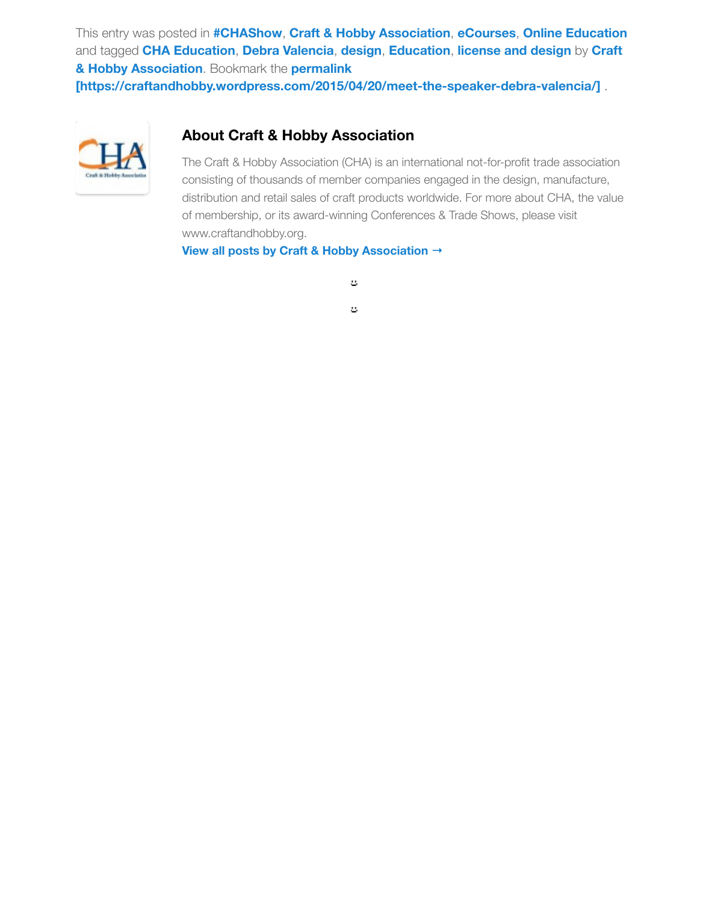This entry was posted in **#CHAShow**, **Craft & Hobby Association**, **eCourses**, **Online Education** and tagged **CHA Education**, **Debra Valencia**, **design**, **Education**, **license and design** by **Craft & Hobby Association**. Bookmark the **permalink [https://craftandhobby.wordpress.com/2015/04/20/meet-the-speaker-debra-valencia/]** .

## About Craft & Hobby Association

The Craft & Hobby Association (CHA) is an international not-for-profit trade association consisting of thousands of member companies engaged in the design, manufacture, distribution and retail sales of craft products worldwide. For more about CHA, the value of membership, or its award-winning Conferences & Trade Shows, please visit www.craftandhobby.org.

**View all posts by Craft & Hobby Association →**